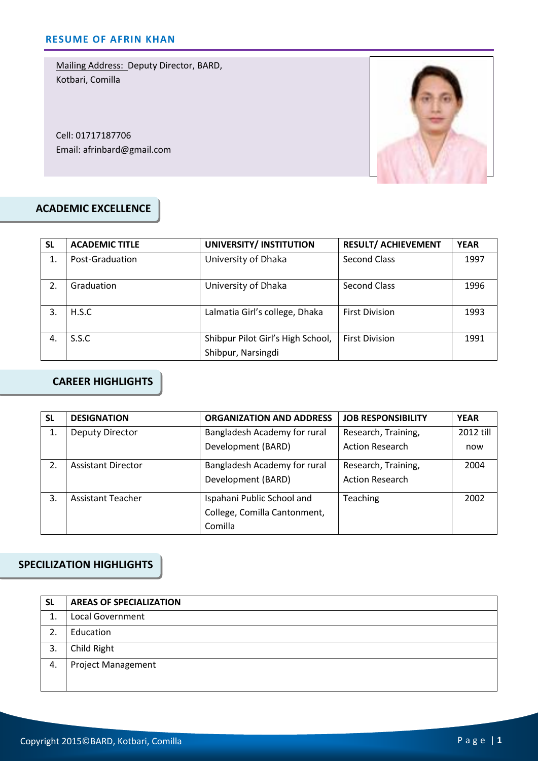## RESUME OF AFRIN KHAN

Mailing Address: Deputy Director, BARD, Kotbari, Comilla

Cell: 01717187706
Email: afrinbard@gmail.com

### ACADEMIC EXCELLENCE

| SL | ACADEMIC TITLE | UNIVERSITY/ INSTITUTION | RESULT/ ACHIEVEMENT | YEAR |
|---|---|---|---|---|
| 1. | Post-Graduation | University of Dhaka | Second Class | 1997 |
| 2. | Graduation | University of Dhaka | Second Class | 1996 |
| 3. | H.S.C | Lalmatia Girl's college, Dhaka | First Division | 1993 |
| 4. | S.S.C | Shibpur Pilot Girl's High School, Shibpur, Narsingdi | First Division | 1991 |

### CAREER HIGHLIGHTS

| SL | DESIGNATION | ORGANIZATION AND ADDRESS | JOB RESPONSIBILITY | YEAR |
|---|---|---|---|---|
| 1. | Deputy Director | Bangladesh Academy for rural Development (BARD) | Research, Training, Action Research | 2012 till now |
| 2. | Assistant Director | Bangladesh Academy for rural Development (BARD) | Research, Training, Action Research | 2004 |
| 3. | Assistant Teacher | Ispahani Public School and College, Comilla Cantonment, Comilla | Teaching | 2002 |

### SPECILIZATION HIGHLIGHTS

| SL | AREAS OF SPECIALIZATION |
|---|---|
| 1. | Local Government |
| 2. | Education |
| 3. | Child Right |
| 4. | Project Management |

Copyright 2015©BARD, Kotbari, Comilla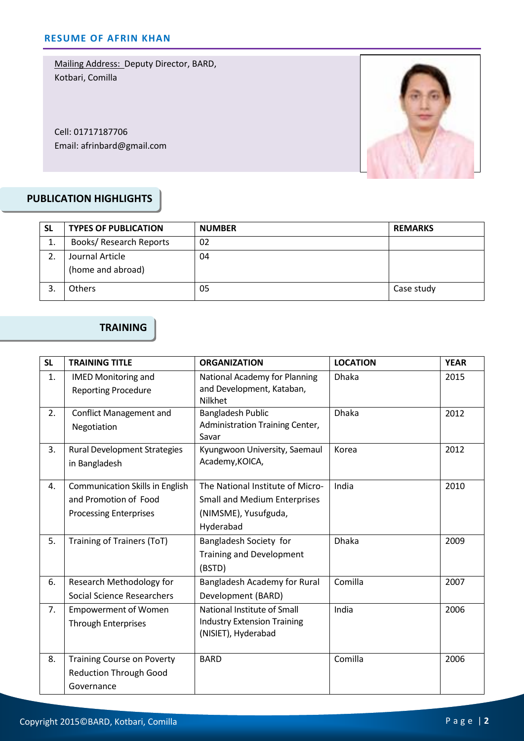## RESUME OF AFRIN KHAN

Mailing Address: Deputy Director, BARD, Kotbari, Comilla

Cell: 01717187706
Email: afrinbard@gmail.com

## PUBLICATION HIGHLIGHTS

| SL | TYPES OF PUBLICATION | NUMBER | REMARKS |
|---|---|---|---|
| 1. | Books/ Research Reports | 02 | |
| 2. | Journal Article (home and abroad) | 04 | |
| 3. | Others | 05 | Case study |

## TRAINING

| SL | TRAINING TITLE | ORGANIZATION | LOCATION | YEAR |
|---|---|---|---|---|
| 1. | IMED Monitoring and Reporting Procedure | National Academy for Planning and Development, Kataban, Nilkhet | Dhaka | 2015 |
| 2. | Conflict Management and Negotiation | Bangladesh Public Administration Training Center, Savar | Dhaka | 2012 |
| 3. | Rural Development Strategies in Bangladesh | Kyungwoon University, Saemaul Academy,KOICA, | Korea | 2012 |
| 4. | Communication Skills in English and Promotion of Food Processing Enterprises | The National Institute of Micro-Small and Medium Enterprises (NIMSME), Yusufguda, Hyderabad | India | 2010 |
| 5. | Training of Trainers (ToT) | Bangladesh Society for Training and Development (BSTD) | Dhaka | 2009 |
| 6. | Research Methodology for Social Science Researchers | Bangladesh Academy for Rural Development (BARD) | Comilla | 2007 |
| 7. | Empowerment of Women Through Enterprises | National Institute of Small Industry Extension Training (NISIET), Hyderabad | India | 2006 |
| 8. | Training Course on Poverty Reduction Through Good Governance | BARD | Comilla | 2006 |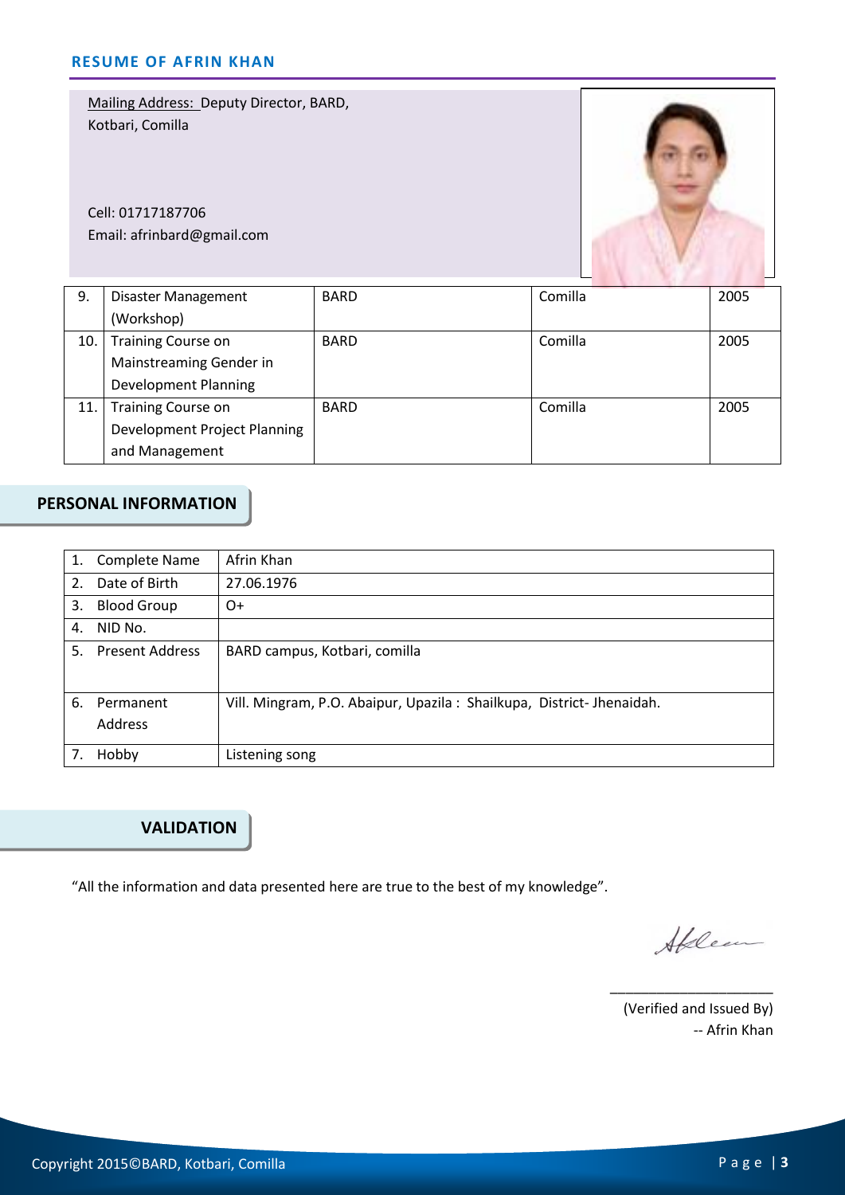**RESUME OF AFRIN KHAN**

Mailing Address: Deputy Director, BARD, Kotbari, Comilla

Cell: 01717187706

Email: afrinbard@gmail.com

| | | | | |
|---|---|---|---|---|
| 9. | Disaster Management (Workshop) | BARD | Comilla | 2005 |
| 10. | Training Course on Mainstreaming Gender in Development Planning | BARD | Comilla | 2005 |
| 11. | Training Course on Development Project Planning and Management | BARD | Comilla | 2005 |

## PERSONAL INFORMATION

| | |
|---|---|
| 1. Complete Name | Afrin Khan |
| 2. Date of Birth | 27.06.1976 |
| 3. Blood Group | O+ |
| 4. NID No. | |
| 5. Present Address | BARD campus, Kotbari, comilla |
| 6. Permanent Address | Vill. Mingram, P.O. Abaipur, Upazila : Shailkupa, District- Jhenaidah. |
| 7. Hobby | Listening song |

## VALIDATION

"All the information and data presented here are true to the best of my knowledge".

(Verified and Issued By)
-- Afrin Khan

Copyright 2015©BARD, Kotbari, Comilla